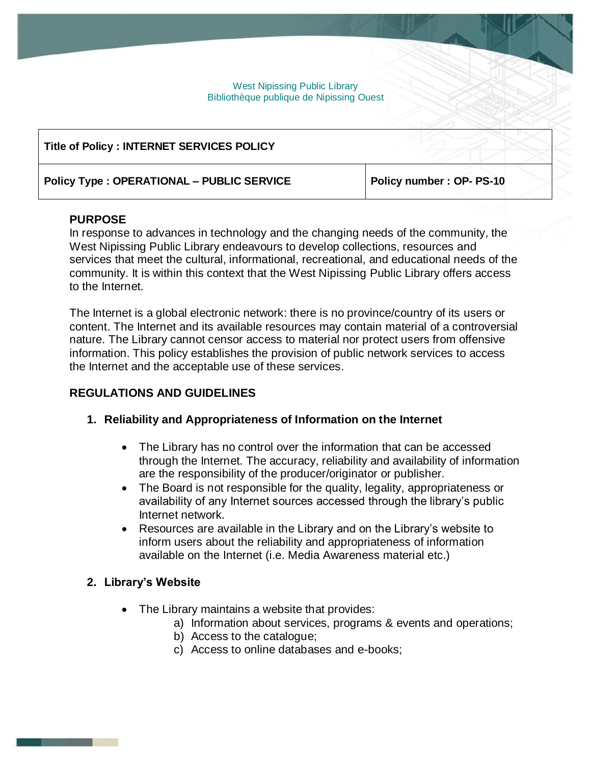West Nipissing Public Library
Bibliothèque publique de Nipissing Ouest

| **Title of Policy : INTERNET SERVICES POLICY** | |
|---|---|
| **Policy Type : OPERATIONAL – PUBLIC SERVICE** | **Policy number : OP- PS-10** |

## PURPOSE

In response to advances in technology and the changing needs of the community, the West Nipissing Public Library endeavours to develop collections, resources and services that meet the cultural, informational, recreational, and educational needs of the community. It is within this context that the West Nipissing Public Library offers access to the Internet.

The Internet is a global electronic network: there is no province/country of its users or content. The Internet and its available resources may contain material of a controversial nature. The Library cannot censor access to material nor protect users from offensive information. This policy establishes the provision of public network services to access the Internet and the acceptable use of these services.

## REGULATIONS AND GUIDELINES

### 1. Reliability and Appropriateness of Information on the Internet

- The Library has no control over the information that can be accessed through the Internet. The accuracy, reliability and availability of information are the responsibility of the producer/originator or publisher.
- The Board is not responsible for the quality, legality, appropriateness or availability of any Internet sources accessed through the library's public Internet network.
- Resources are available in the Library and on the Library's website to inform users about the reliability and appropriateness of information available on the Internet (i.e. Media Awareness material etc.)

### 2. Library's Website

- The Library maintains a website that provides:
  a) Information about services, programs & events and operations;
  b) Access to the catalogue;
  c) Access to online databases and e-books;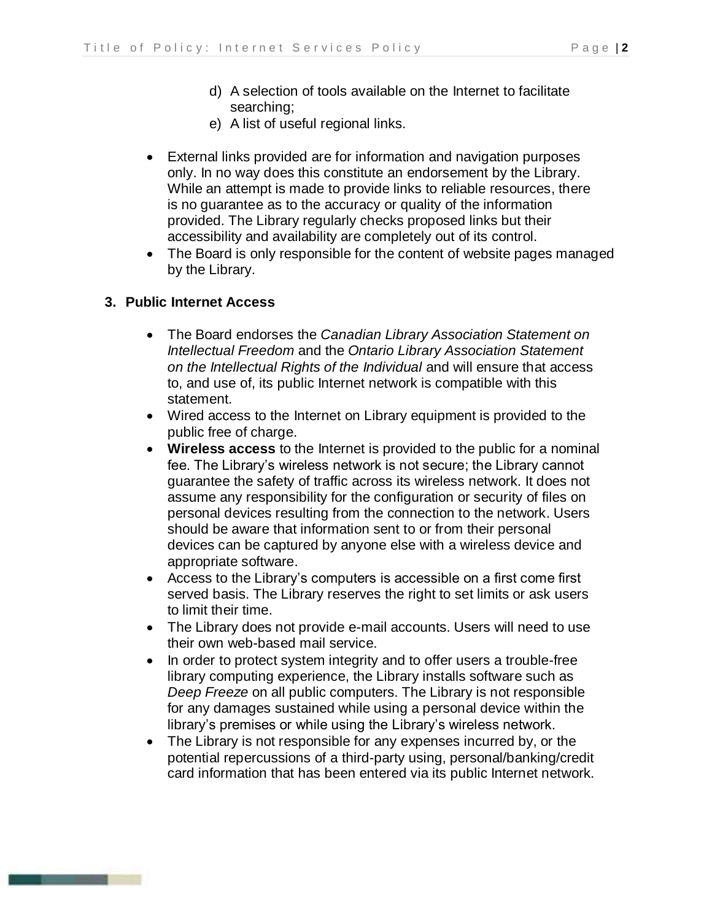d) A selection of tools available on the Internet to facilitate searching;
e) A list of useful regional links.

- External links provided are for information and navigation purposes only. In no way does this constitute an endorsement by the Library. While an attempt is made to provide links to reliable resources, there is no guarantee as to the accuracy or quality of the information provided. The Library regularly checks proposed links but their accessibility and availability are completely out of its control.
- The Board is only responsible for the content of website pages managed by the Library.

## 3. Public Internet Access

- The Board endorses the *Canadian Library Association Statement on Intellectual Freedom* and the *Ontario Library Association Statement on the Intellectual Rights of the Individual* and will ensure that access to, and use of, its public Internet network is compatible with this statement.
- Wired access to the Internet on Library equipment is provided to the public free of charge.
- **Wireless access** to the Internet is provided to the public for a nominal fee. The Library's wireless network is not secure; the Library cannot guarantee the safety of traffic across its wireless network. It does not assume any responsibility for the configuration or security of files on personal devices resulting from the connection to the network. Users should be aware that information sent to or from their personal devices can be captured by anyone else with a wireless device and appropriate software.
- Access to the Library's computers is accessible on a first come first served basis. The Library reserves the right to set limits or ask users to limit their time.
- The Library does not provide e-mail accounts. Users will need to use their own web-based mail service.
- In order to protect system integrity and to offer users a trouble-free library computing experience, the Library installs software such as *Deep Freeze* on all public computers. The Library is not responsible for any damages sustained while using a personal device within the library's premises or while using the Library's wireless network.
- The Library is not responsible for any expenses incurred by, or the potential repercussions of a third-party using, personal/banking/credit card information that has been entered via its public Internet network.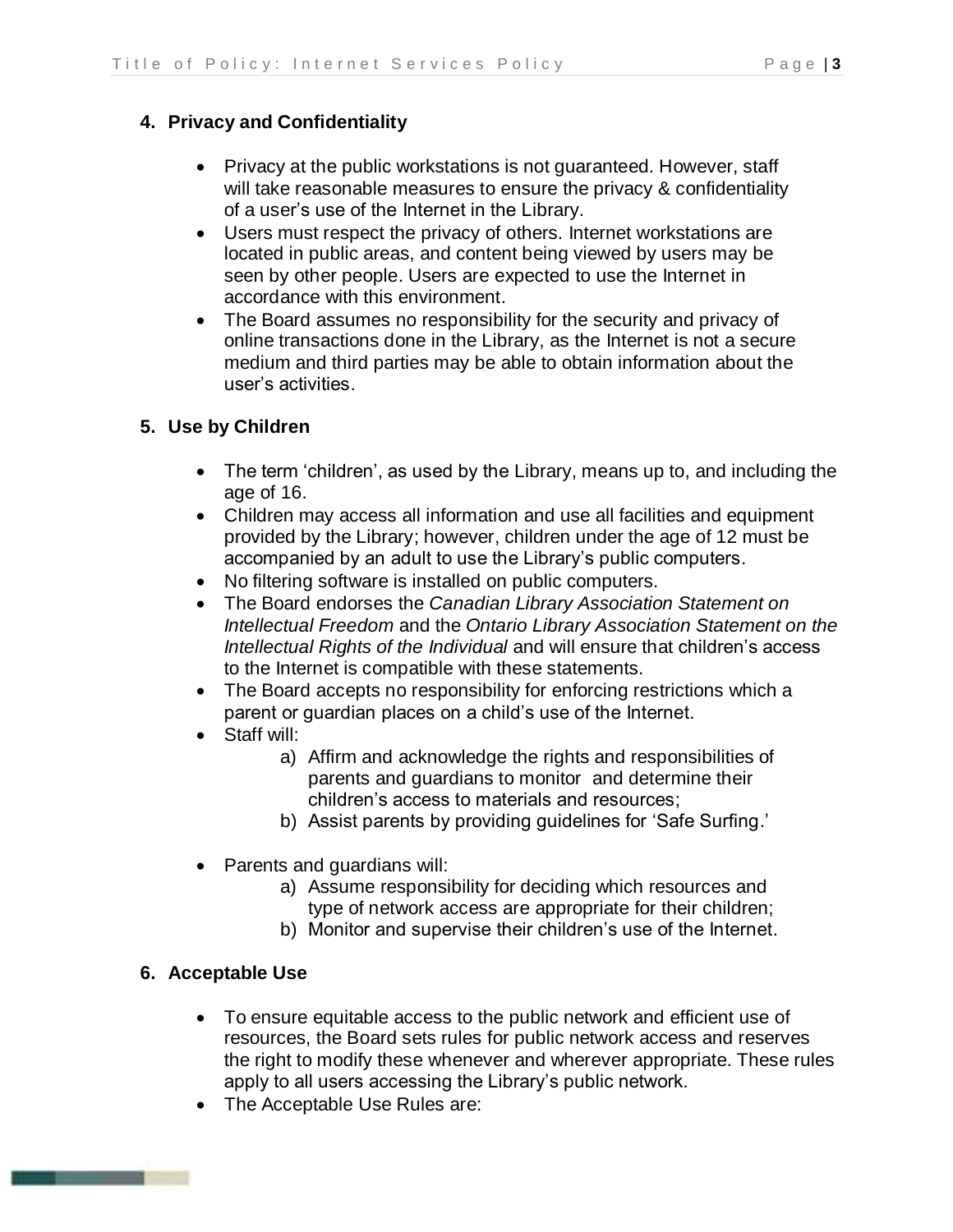## 4. Privacy and Confidentiality

- Privacy at the public workstations is not guaranteed. However, staff will take reasonable measures to ensure the privacy & confidentiality of a user's use of the Internet in the Library.
- Users must respect the privacy of others. Internet workstations are located in public areas, and content being viewed by users may be seen by other people. Users are expected to use the Internet in accordance with this environment.
- The Board assumes no responsibility for the security and privacy of online transactions done in the Library, as the Internet is not a secure medium and third parties may be able to obtain information about the user's activities.

## 5. Use by Children

- The term 'children', as used by the Library, means up to, and including the age of 16.
- Children may access all information and use all facilities and equipment provided by the Library; however, children under the age of 12 must be accompanied by an adult to use the Library's public computers.
- No filtering software is installed on public computers.
- The Board endorses the *Canadian Library Association Statement on Intellectual Freedom* and the *Ontario Library Association Statement on the Intellectual Rights of the Individual* and will ensure that children's access to the Internet is compatible with these statements.
- The Board accepts no responsibility for enforcing restrictions which a parent or guardian places on a child's use of the Internet.
- Staff will:
  a) Affirm and acknowledge the rights and responsibilities of parents and guardians to monitor and determine their children's access to materials and resources;
  b) Assist parents by providing guidelines for 'Safe Surfing.'

- Parents and guardians will:
  a) Assume responsibility for deciding which resources and type of network access are appropriate for their children;
  b) Monitor and supervise their children's use of the Internet.

## 6. Acceptable Use

- To ensure equitable access to the public network and efficient use of resources, the Board sets rules for public network access and reserves the right to modify these whenever and wherever appropriate. These rules apply to all users accessing the Library's public network.
- The Acceptable Use Rules are: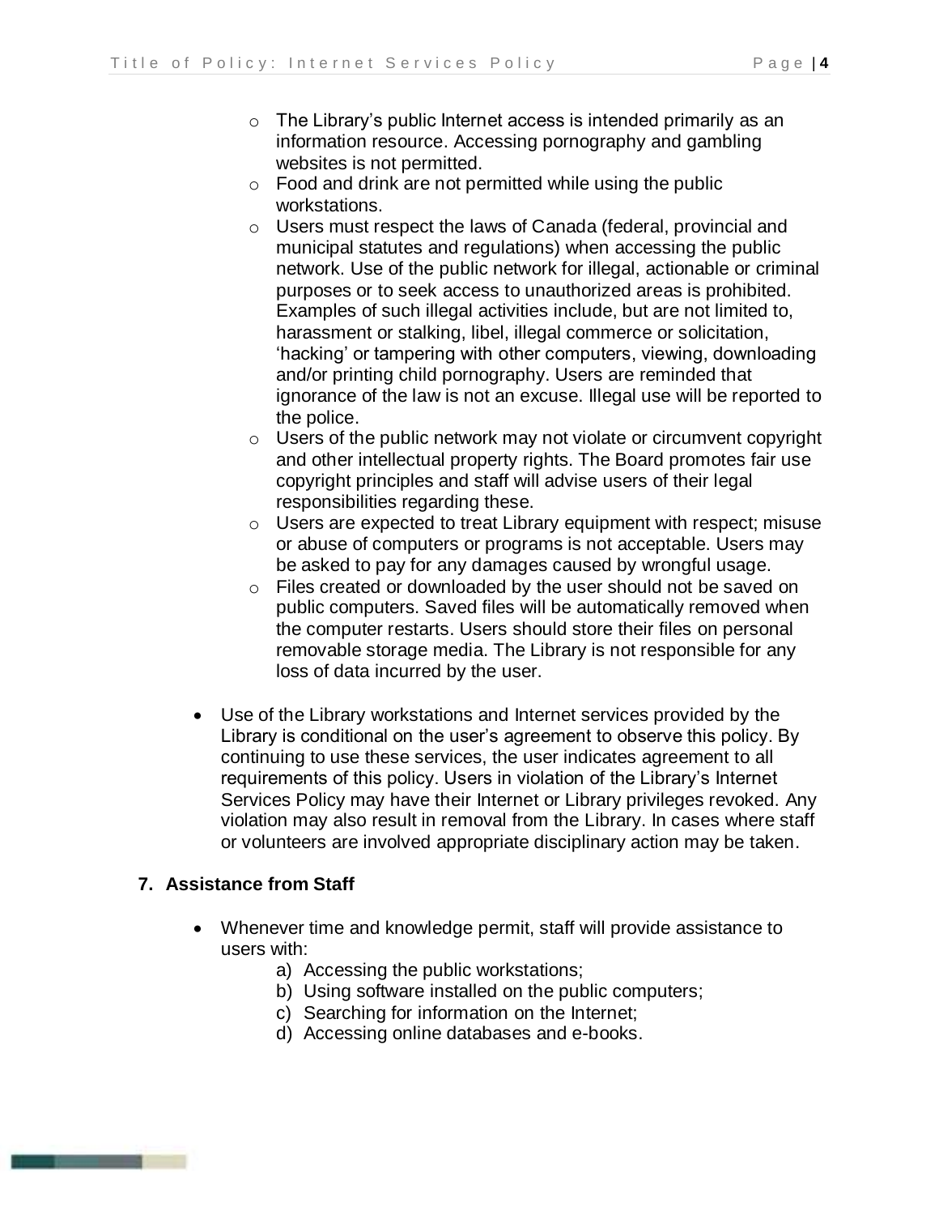- The Library's public Internet access is intended primarily as an information resource. Accessing pornography and gambling websites is not permitted.
    - Food and drink are not permitted while using the public workstations.
    - Users must respect the laws of Canada (federal, provincial and municipal statutes and regulations) when accessing the public network. Use of the public network for illegal, actionable or criminal purposes or to seek access to unauthorized areas is prohibited. Examples of such illegal activities include, but are not limited to, harassment or stalking, libel, illegal commerce or solicitation, 'hacking' or tampering with other computers, viewing, downloading and/or printing child pornography. Users are reminded that ignorance of the law is not an excuse. Illegal use will be reported to the police.
    - Users of the public network may not violate or circumvent copyright and other intellectual property rights. The Board promotes fair use copyright principles and staff will advise users of their legal responsibilities regarding these.
    - Users are expected to treat Library equipment with respect; misuse or abuse of computers or programs is not acceptable. Users may be asked to pay for any damages caused by wrongful usage.
    - Files created or downloaded by the user should not be saved on public computers. Saved files will be automatically removed when the computer restarts. Users should store their files on personal removable storage media. The Library is not responsible for any loss of data incurred by the user.

- Use of the Library workstations and Internet services provided by the Library is conditional on the user's agreement to observe this policy. By continuing to use these services, the user indicates agreement to all requirements of this policy. Users in violation of the Library's Internet Services Policy may have their Internet or Library privileges revoked. Any violation may also result in removal from the Library. In cases where staff or volunteers are involved appropriate disciplinary action may be taken.

**7. Assistance from Staff**

- Whenever time and knowledge permit, staff will provide assistance to users with:
    a) Accessing the public workstations;
    b) Using software installed on the public computers;
    c) Searching for information on the Internet;
    d) Accessing online databases and e-books.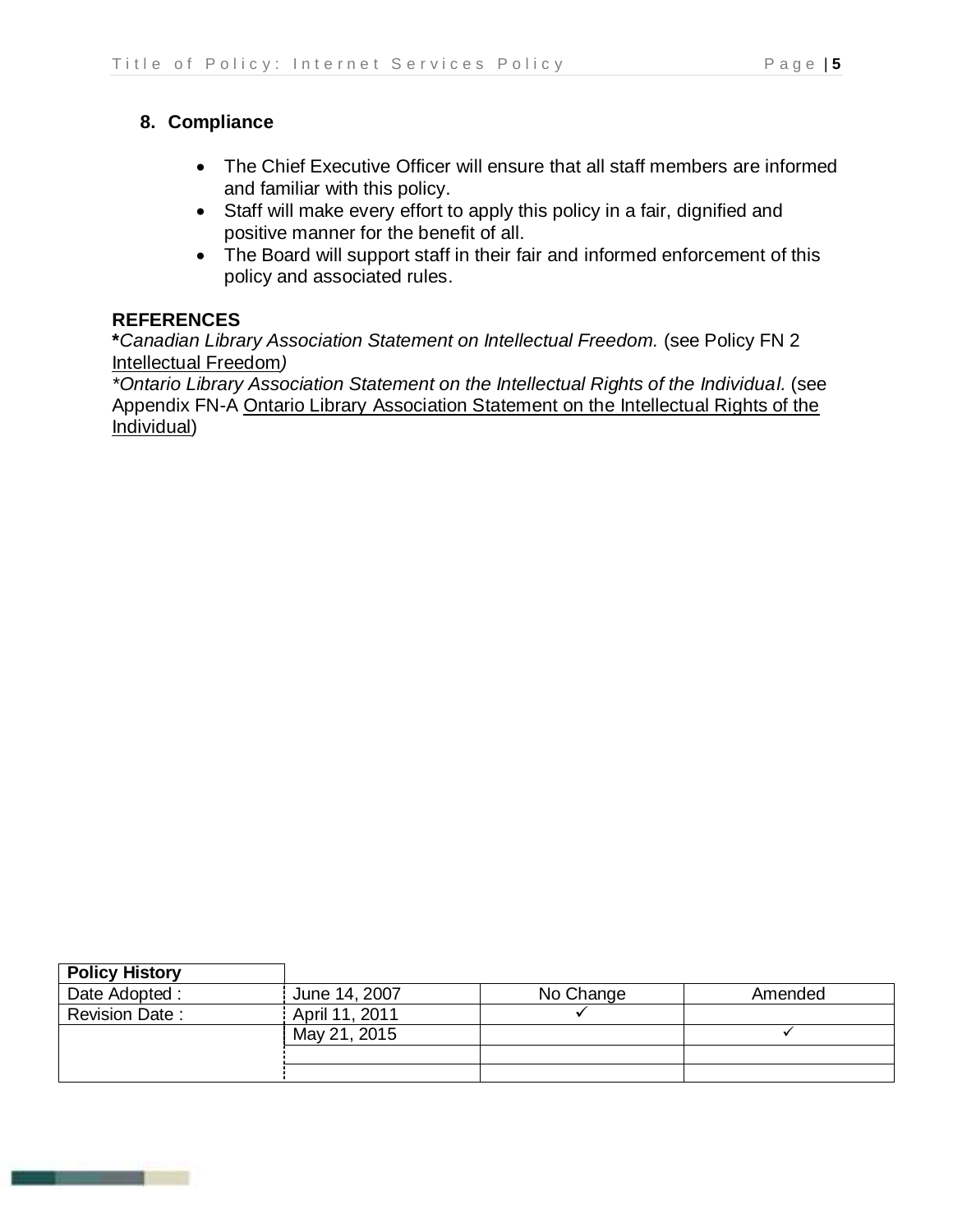## 8. Compliance

- The Chief Executive Officer will ensure that all staff members are informed and familiar with this policy.
- Staff will make every effort to apply this policy in a fair, dignified and positive manner for the benefit of all.
- The Board will support staff in their fair and informed enforcement of this policy and associated rules.

**REFERENCES**

***Canadian Library Association Statement on Intellectual Freedom.*** (see Policy FN 2 Intellectual Freedom*)*

**Ontario Library Association Statement on the Intellectual Rights of the Individual.* (see Appendix FN-A Ontario Library Association Statement on the Intellectual Rights of the Individual)

| **Policy History** | | | |
|---|---|---|---|
| Date Adopted : | June 14, 2007 | No Change | Amended |
| Revision Date : | April 11, 2011 | ✓ | |
| | May 21, 2015 | | ✓ |
| | | | |
| | | | |